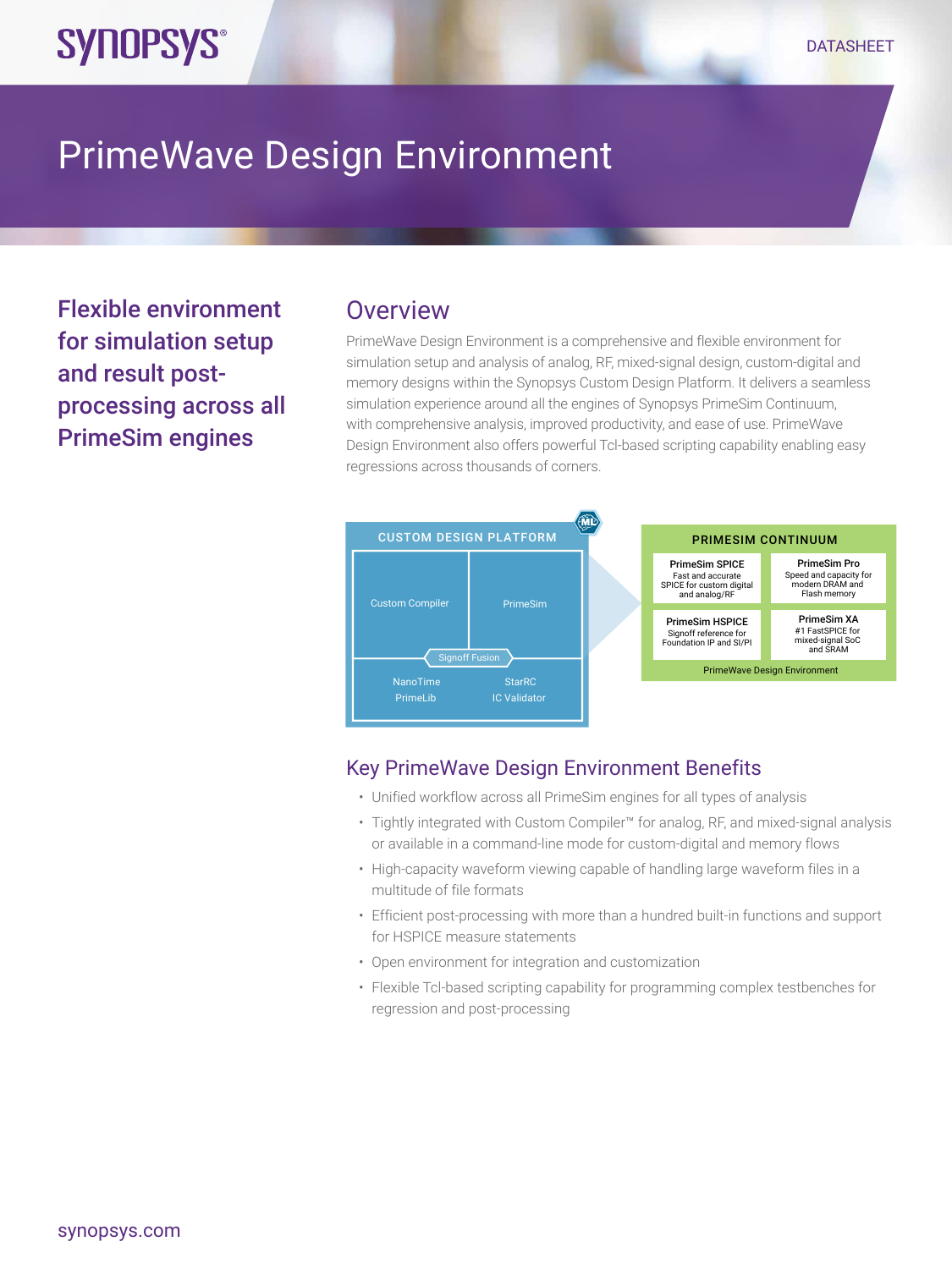# PrimeWave Design Environment

**Flexible environment for simulation setup and result post-processing across all PrimeSim engines**

## Overview

PrimeWave Design Environment is a comprehensive and flexible environment for simulation setup and analysis of analog, RF, mixed-signal design, custom-digital and memory designs within the Synopsys Custom Design Platform. It delivers a seamless simulation experience around all the engines of Synopsys PrimeSim Continuum, with comprehensive analysis, improved productivity, and ease of use. PrimeWave Design Environment also offers powerful Tcl-based scripting capability enabling easy regressions across thousands of corners.

CUSTOM DESIGN PLATFORM

- Custom Compiler
- PrimeSim
- Signoff Fusion
- NanoTime
- PrimeLib
- StarRC
- IC Validator

PRIMESIM CONTINUUM

- **PrimeSim SPICE** – Fast and accurate SPICE for custom digital and analog/RF
- **PrimeSim Pro** – Speed and capacity for modern DRAM and Flash memory
- **PrimeSim HSPICE** – Signoff reference for Foundation IP and SI/PI
- **PrimeSim XA** – #1 FastSPICE for mixed-signal SoC and SRAM

PrimeWave Design Environment

## Key PrimeWave Design Environment Benefits

- Unified workflow across all PrimeSim engines for all types of analysis
- Tightly integrated with Custom Compiler™ for analog, RF, and mixed-signal analysis or available in a command-line mode for custom-digital and memory flows
- High-capacity waveform viewing capable of handling large waveform files in a multitude of file formats
- Efficient post-processing with more than a hundred built-in functions and support for HSPICE measure statements
- Open environment for integration and customization
- Flexible Tcl-based scripting capability for programming complex testbenches for regression and post-processing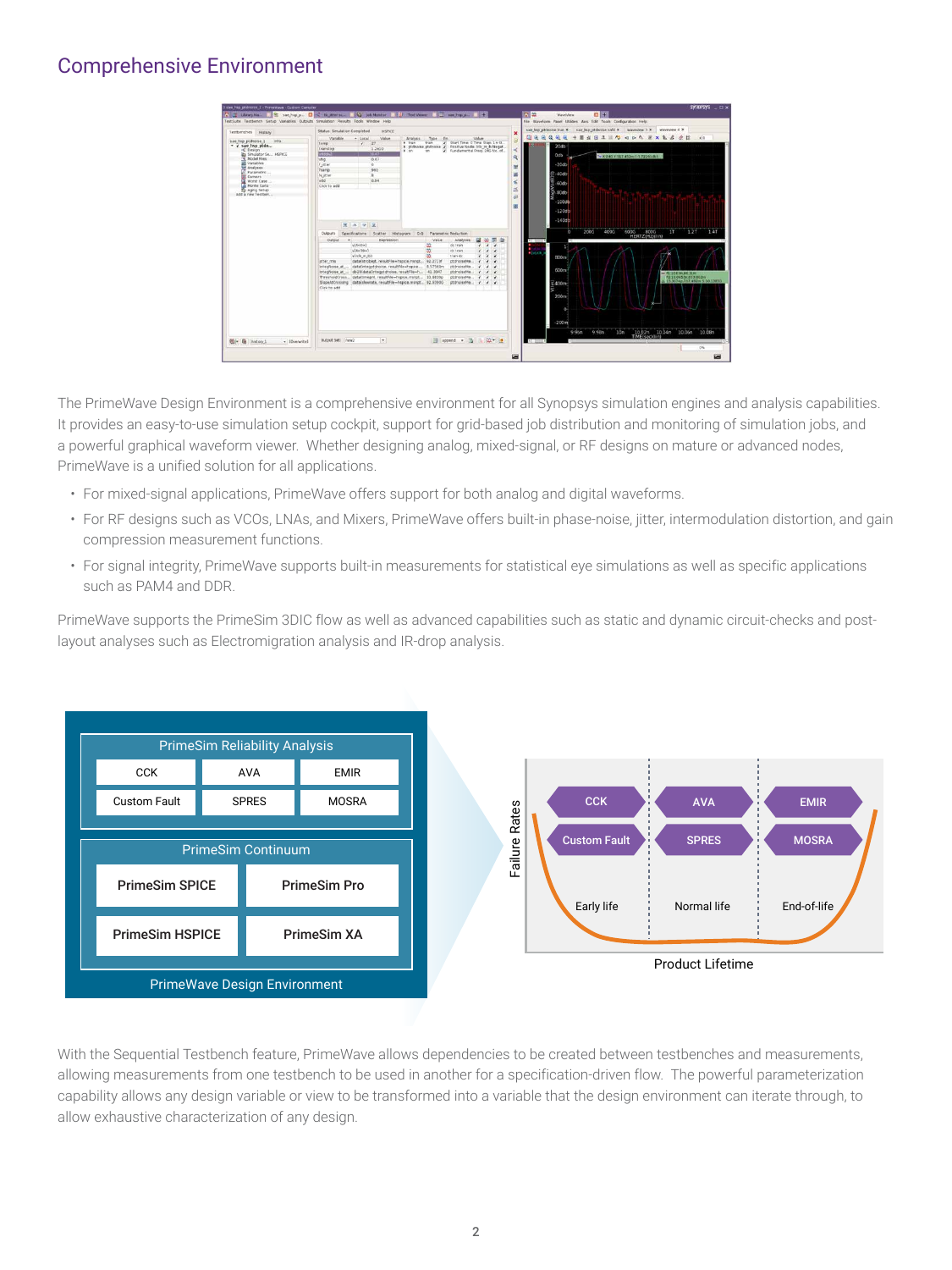## Comprehensive Environment

The PrimeWave Design Environment is a comprehensive environment for all Synopsys simulation engines and analysis capabilities. It provides an easy-to-use simulation setup cockpit, support for grid-based job distribution and monitoring of simulation jobs, and a powerful graphical waveform viewer. Whether designing analog, mixed-signal, or RF designs on mature or advanced nodes, PrimeWave is a unified solution for all applications.

- For mixed-signal applications, PrimeWave offers support for both analog and digital waveforms.
- For RF designs such as VCOs, LNAs, and Mixers, PrimeWave offers built-in phase-noise, jitter, intermodulation distortion, and gain compression measurement functions.
- For signal integrity, PrimeWave supports built-in measurements for statistical eye simulations as well as specific applications such as PAM4 and DDR.

PrimeWave supports the PrimeSim 3DIC flow as well as advanced capabilities such as static and dynamic circuit-checks and post-layout analyses such as Electromigration analysis and IR-drop analysis.

With the Sequential Testbench feature, PrimeWave allows dependencies to be created between testbenches and measurements, allowing measurements from one testbench to be used in another for a specification-driven flow. The powerful parameterization capability allows any design variable or view to be transformed into a variable that the design environment can iterate through, to allow exhaustive characterization of any design.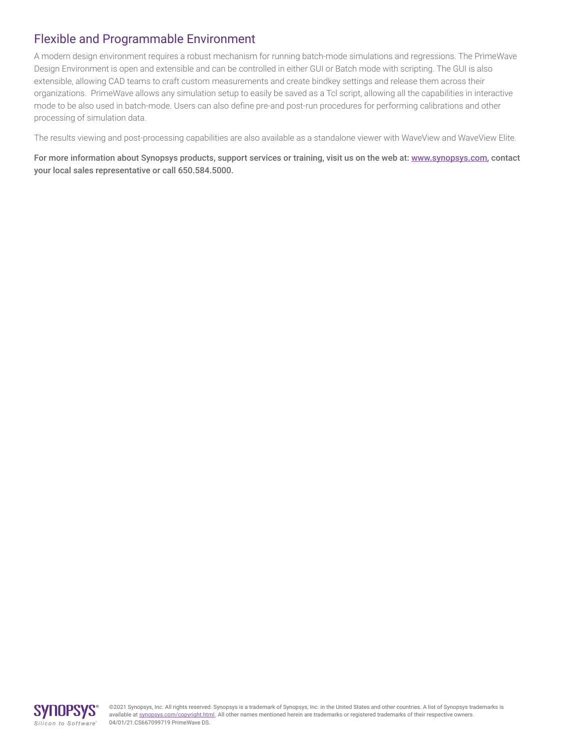## Flexible and Programmable Environment

A modern design environment requires a robust mechanism for running batch-mode simulations and regressions. The PrimeWave Design Environment is open and extensible and can be controlled in either GUI or Batch mode with scripting. The GUI is also extensible, allowing CAD teams to craft custom measurements and create bindkey settings and release them across their organizations. PrimeWave allows any simulation setup to easily be saved as a Tcl script, allowing all the capabilities in interactive mode to be also used in batch-mode. Users can also define pre-and post-run procedures for performing calibrations and other processing of simulation data.

The results viewing and post-processing capabilities are also available as a standalone viewer with WaveView and WaveView Elite.

**For more information about Synopsys products, support services or training, visit us on the web at: www.synopsys.com, contact your local sales representative or call 650.584.5000.**

©2021 Synopsys, Inc. All rights reserved. Synopsys is a trademark of Synopsys, Inc. in the United States and other countries. A list of Synopsys trademarks is available at synopsys.com/copyright.html. All other names mentioned herein are trademarks or registered trademarks of their respective owners.
04/01/21.CS667099719 PrimeWave DS.